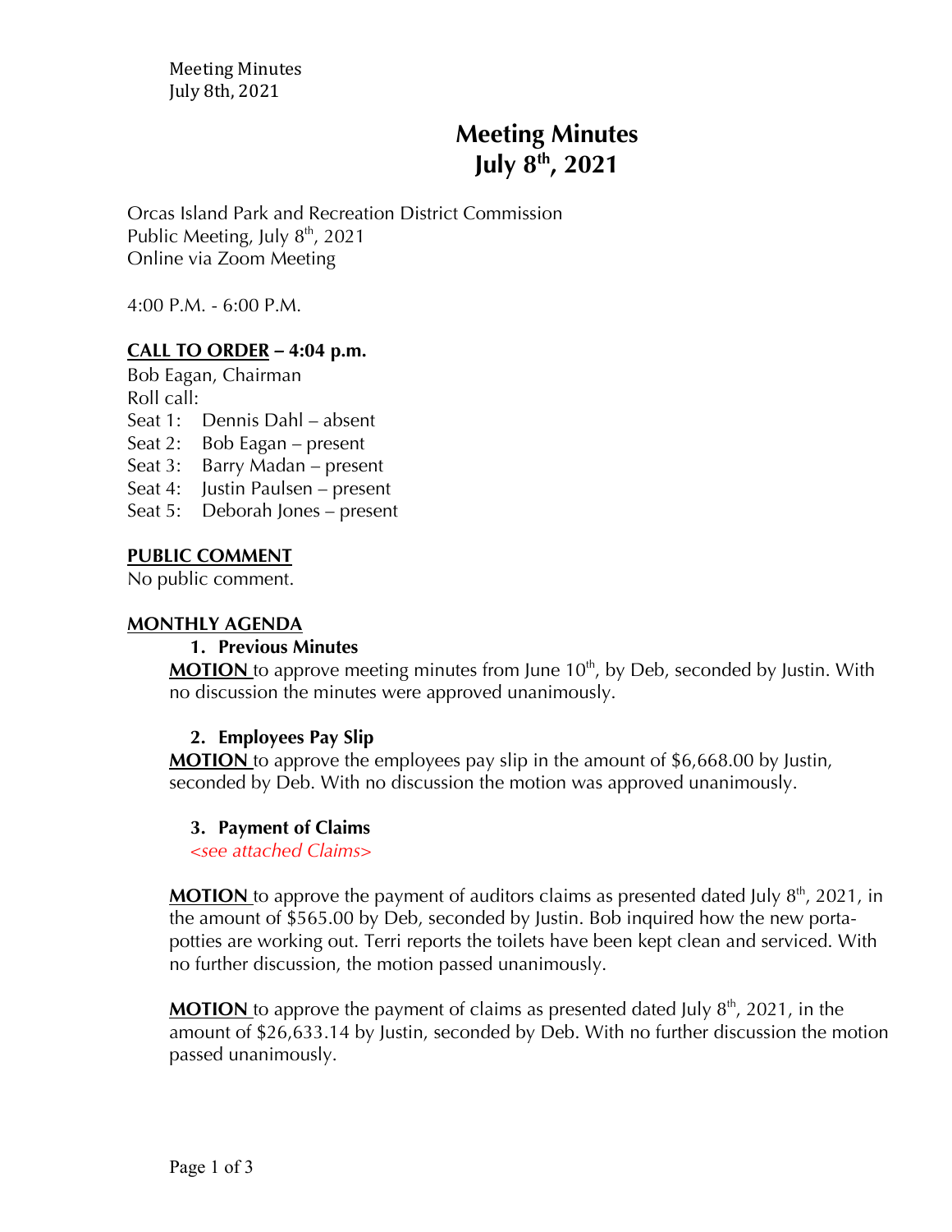# Meeting Minutes
# July 8th, 2021

Orcas Island Park and Recreation District Commission
Public Meeting, July 8th, 2021
Online via Zoom Meeting

4:00 P.M. - 6:00 P.M.

**CALL TO ORDER – 4:04 p.m.**

Bob Eagan, Chairman
Roll call:
Seat 1: Dennis Dahl – absent
Seat 2: Bob Eagan – present
Seat 3: Barry Madan – present
Seat 4: Justin Paulsen – present
Seat 5: Deborah Jones – present

**PUBLIC COMMENT**

No public comment.

**MONTHLY AGENDA**

1. **Previous Minutes**

   **MOTION** to approve meeting minutes from June 10th, by Deb, seconded by Justin. With no discussion the minutes were approved unanimously.

2. **Employees Pay Slip**

   **MOTION** to approve the employees pay slip in the amount of $6,668.00 by Justin, seconded by Deb. With no discussion the motion was approved unanimously.

3. **Payment of Claims**

   *<see attached Claims>*

   **MOTION** to approve the payment of auditors claims as presented dated July 8th, 2021, in the amount of $565.00 by Deb, seconded by Justin. Bob inquired how the new porta-potties are working out. Terri reports the toilets have been kept clean and serviced. With no further discussion, the motion passed unanimously.

   **MOTION** to approve the payment of claims as presented dated July 8th, 2021, in the amount of $26,633.14 by Justin, seconded by Deb. With no further discussion the motion passed unanimously.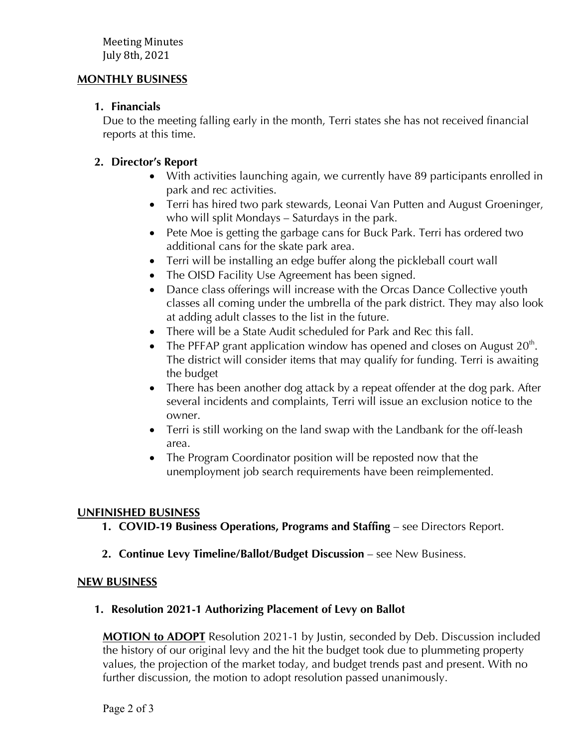Meeting Minutes
July 8th, 2021

## MONTHLY BUSINESS

1. **Financials**
   Due to the meeting falling early in the month, Terri states she has not received financial reports at this time.

2. **Director's Report**
   - With activities launching again, we currently have 89 participants enrolled in park and rec activities.
   - Terri has hired two park stewards, Leonai Van Putten and August Groeninger, who will split Mondays – Saturdays in the park.
   - Pete Moe is getting the garbage cans for Buck Park. Terri has ordered two additional cans for the skate park area.
   - Terri will be installing an edge buffer along the pickleball court wall
   - The OISD Facility Use Agreement has been signed.
   - Dance class offerings will increase with the Orcas Dance Collective youth classes all coming under the umbrella of the park district. They may also look at adding adult classes to the list in the future.
   - There will be a State Audit scheduled for Park and Rec this fall.
   - The PFFAP grant application window has opened and closes on August 20th. The district will consider items that may qualify for funding. Terri is awaiting the budget
   - There has been another dog attack by a repeat offender at the dog park. After several incidents and complaints, Terri will issue an exclusion notice to the owner.
   - Terri is still working on the land swap with the Landbank for the off-leash area.
   - The Program Coordinator position will be reposted now that the unemployment job search requirements have been reimplemented.

## UNFINISHED BUSINESS

1. **COVID-19 Business Operations, Programs and Staffing** – see Directors Report.

2. **Continue Levy Timeline/Ballot/Budget Discussion** – see New Business.

## NEW BUSINESS

1. **Resolution 2021-1 Authorizing Placement of Levy on Ballot**

   **MOTION to ADOPT** Resolution 2021-1 by Justin, seconded by Deb. Discussion included the history of our original levy and the hit the budget took due to plummeting property values, the projection of the market today, and budget trends past and present. With no further discussion, the motion to adopt resolution passed unanimously.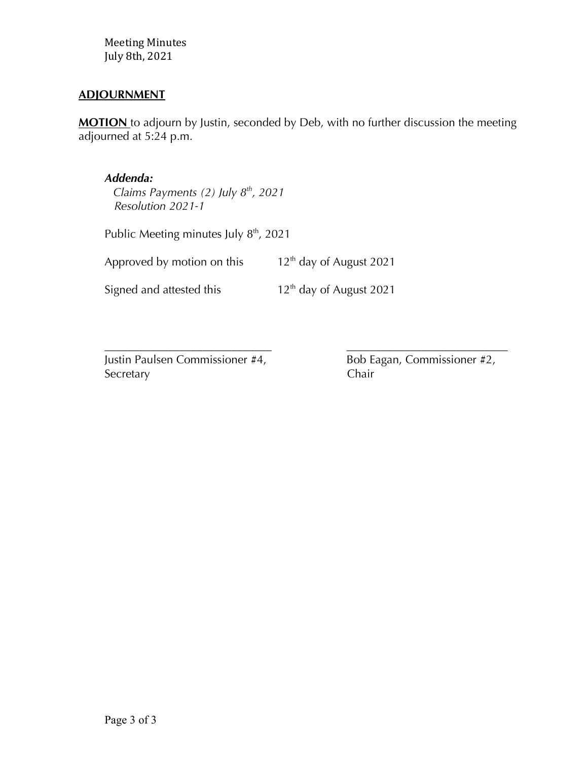## ADJOURNMENT

**MOTION** to adjourn by Justin, seconded by Deb, with no further discussion the meeting adjourned at 5:24 p.m.

***Addenda:***

*Claims Payments (2) July 8th, 2021*

*Resolution 2021-1*

Public Meeting minutes July 8th, 2021

Approved by motion on this 12th day of August 2021

Signed and attested this 12th day of August 2021

| | |
|---|---|
| ___________________________ | ___________________________ |
| Justin Paulsen Commissioner #4, Secretary | Bob Eagan, Commissioner #2, Chair |